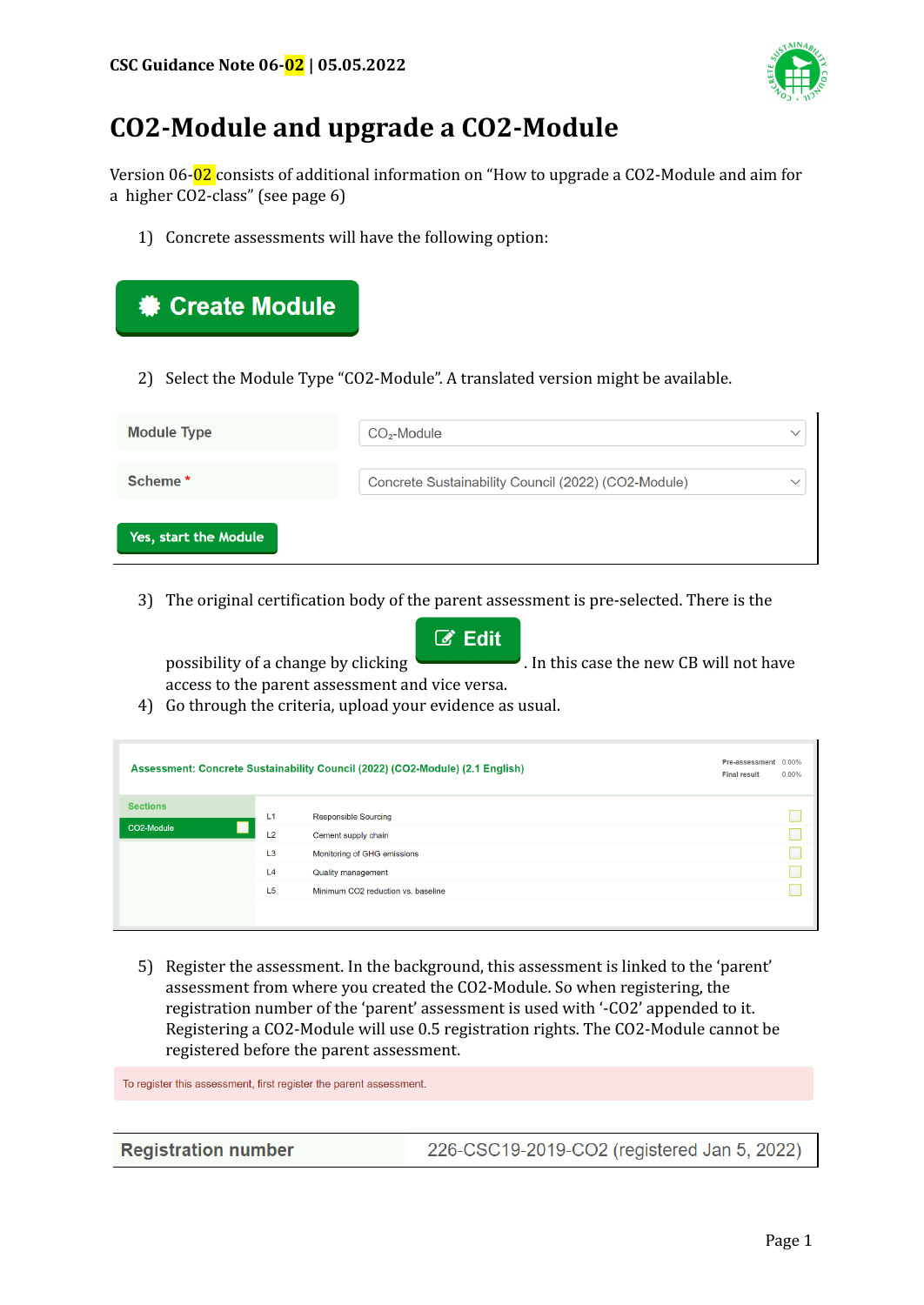**CSC Guidance Note 06-02 | 05.05.2022**

# CO2-Module and upgrade a CO2-Module

Version 06-02 consists of additional information on "How to upgrade a CO2-Module and aim for a higher CO2-class" (see page 6)

1) Concrete assessments will have the following option:

**Create Module**

2) Select the Module Type "CO2-Module". A translated version might be available.

| | |
|---|---|
| **Module Type** | $CO_2$-Module |
| **Scheme** * | Concrete Sustainability Council (2022) (CO2-Module) |

**Yes, start the Module**

3) The original certification body of the parent assessment is pre-selected. There is the possibility of a change by clicking **Edit**. In this case the new CB will not have access to the parent assessment and vice versa.
4) Go through the criteria, upload your evidence as usual.

**Assessment: Concrete Sustainability Council (2022) (CO2-Module) (2.1 English)**

Pre-assessment 0.00%
Final result 0.00%

Sections: CO2-Module

| | |
|---|---|
| L1 | Responsible Sourcing |
| L2 | Cement supply chain |
| L3 | Monitoring of GHG emissions |
| L4 | Quality management |
| L5 | Minimum CO2 reduction vs. baseline |

5) Register the assessment. In the background, this assessment is linked to the 'parent' assessment from where you created the CO2-Module. So when registering, the registration number of the 'parent' assessment is used with '-CO2' appended to it. Registering a CO2-Module will use 0.5 registration rights. The CO2-Module cannot be registered before the parent assessment.

To register this assessment, first register the parent assessment.

| | |
|---|---|
| **Registration number** | 226-CSC19-2019-CO2 (registered Jan 5, 2022) |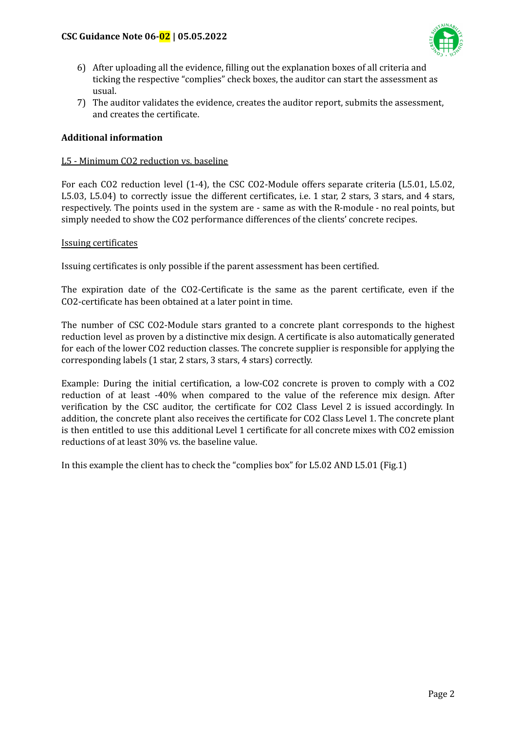6) After uploading all the evidence, filling out the explanation boxes of all criteria and ticking the respective "complies" check boxes, the auditor can start the assessment as usual.
7) The auditor validates the evidence, creates the auditor report, submits the assessment, and creates the certificate.

**Additional information**

L5 - Minimum $CO_2$ reduction vs. baseline

For each $CO_2$ reduction level (1-4), the CSC $CO_2$-Module offers separate criteria (L5.01, L5.02, L5.03, L5.04) to correctly issue the different certificates, i.e. 1 star, 2 stars, 3 stars, and 4 stars, respectively. The points used in the system are - same as with the R-module - no real points, but simply needed to show the $CO_2$ performance differences of the clients' concrete recipes.

Issuing certificates

Issuing certificates is only possible if the parent assessment has been certified.

The expiration date of the $CO_2$-Certificate is the same as the parent certificate, even if the $CO_2$-certificate has been obtained at a later point in time.

The number of CSC $CO_2$-Module stars granted to a concrete plant corresponds to the highest reduction level as proven by a distinctive mix design. A certificate is also automatically generated for each of the lower $CO_2$ reduction classes. The concrete supplier is responsible for applying the corresponding labels (1 star, 2 stars, 3 stars, 4 stars) correctly.

Example: During the initial certification, a low-$CO_2$ concrete is proven to comply with a $CO_2$ reduction of at least -40% when compared to the value of the reference mix design. After verification by the CSC auditor, the certificate for $CO_2$ Class Level 2 is issued accordingly. In addition, the concrete plant also receives the certificate for $CO_2$ Class Level 1. The concrete plant is then entitled to use this additional Level 1 certificate for all concrete mixes with $CO_2$ emission reductions of at least 30% vs. the baseline value.

In this example the client has to check the "complies box" for L5.02 AND L5.01 (Fig.1)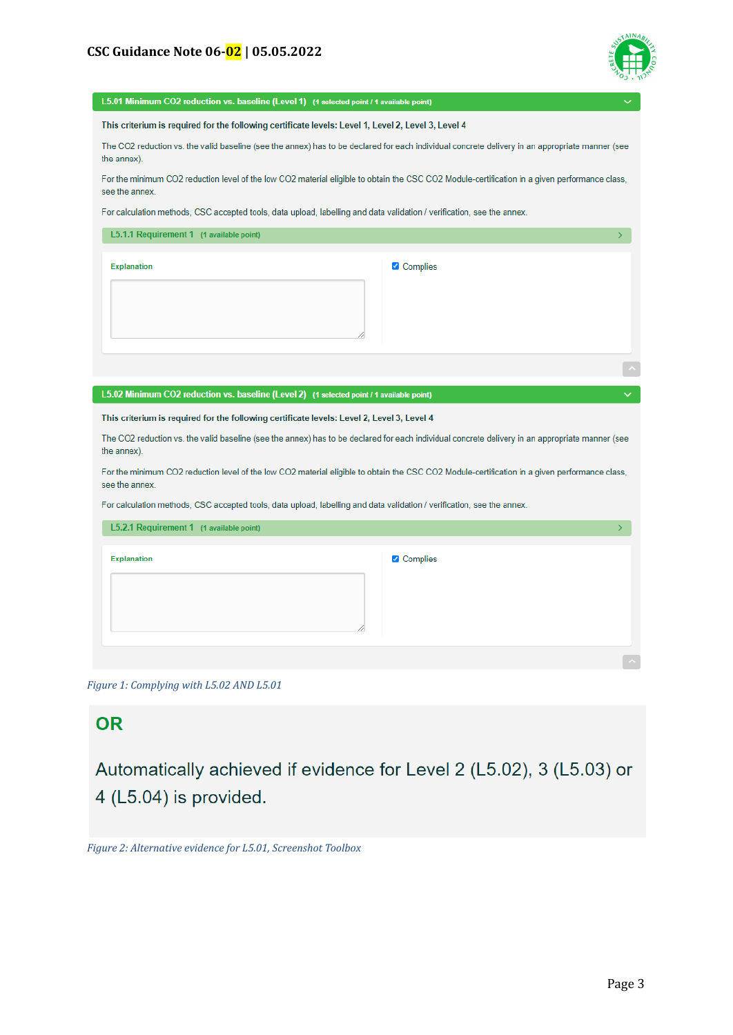**L5.01 Minimum CO2 reduction vs. baseline (Level 1)** (1 selected point / 1 available point)

**This criterium is required for the following certificate levels: Level 1, Level 2, Level 3, Level 4**

The CO2 reduction vs. the valid baseline (see the annex) has to be declared for each individual concrete delivery in an appropriate manner (see the annex).

For the minimum CO2 reduction level of the low CO2 material eligible to obtain the CSC CO2 Module-certification in a given performance class, see the annex.

For calculation methods, CSC accepted tools, data upload, labelling and data validation / verification, see the annex.

**L5.1.1 Requirement 1** (1 available point)

Explanation

☑ Complies

**L5.02 Minimum CO2 reduction vs. baseline (Level 2)** (1 selected point / 1 available point)

**This criterium is required for the following certificate levels: Level 2, Level 3, Level 4**

The CO2 reduction vs. the valid baseline (see the annex) has to be declared for each individual concrete delivery in an appropriate manner (see the annex).

For the minimum CO2 reduction level of the low CO2 material eligible to obtain the CSC CO2 Module-certification in a given performance class, see the annex.

For calculation methods, CSC accepted tools, data upload, labelling and data validation / verification, see the annex.

**L5.2.1 Requirement 1** (1 available point)

Explanation

☑ Complies

*Figure 1: Complying with L5.02 AND L5.01*

## OR

Automatically achieved if evidence for Level 2 (L5.02), 3 (L5.03) or 4 (L5.04) is provided.

*Figure 2: Alternative evidence for L5.01, Screenshot Toolbox*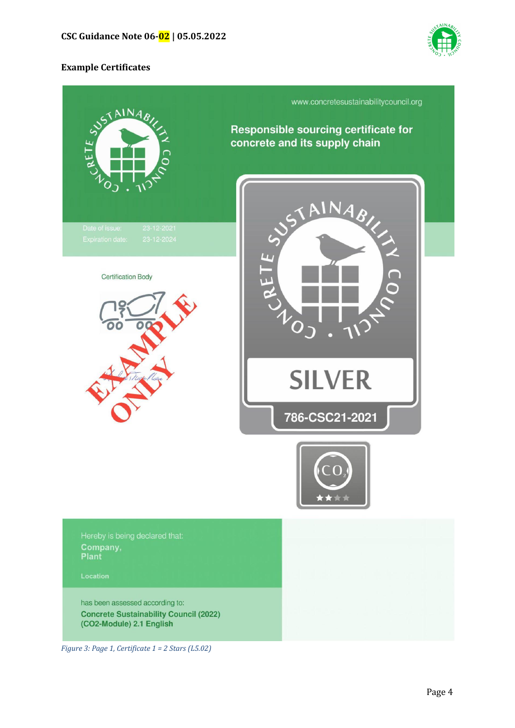## Example Certificates

www.concretesustainabilitycouncil.org

Responsible sourcing certificate for concrete and its supply chain

Date of issue: 23-12-2021
Expiration date: 23-12-2024

Certification Body

EXAMPLE ONLY

SILVER

786-CSC21-2021

$CO_2$

Hereby is being declared that:
**Company,**
**Plant**

**Location**

has been assessed according to:
**Concrete Sustainability Council (2022) (CO2-Module) 2.1 English**

*Figure 3: Page 1, Certificate 1 = 2 Stars (L5.02)*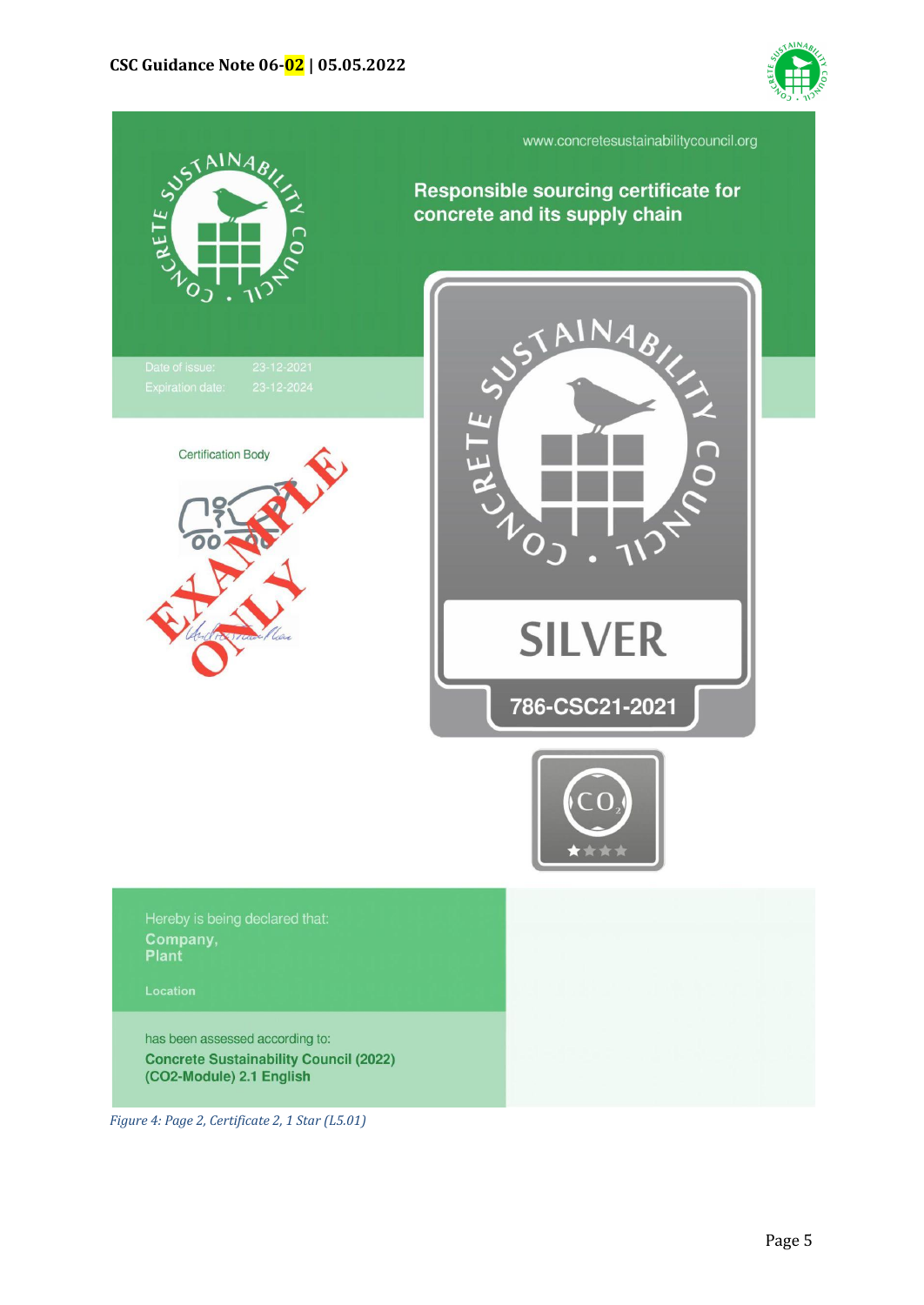www.concretesustainabilitycouncil.org

**Responsible sourcing certificate for concrete and its supply chain**

Date of issue: 23-12-2021

Expiration date: 23-12-2024

Certification Body

EXAMPLE ONLY

SILVER

786-CSC21-2021

$CO_2$

Hereby is being declared that:

**Company,**
**Plant**

**Location**

has been assessed according to:

**Concrete Sustainability Council (2022)**
**(CO2-Module) 2.1 English**

*Figure 4: Page 2, Certificate 2, 1 Star (L5.01)*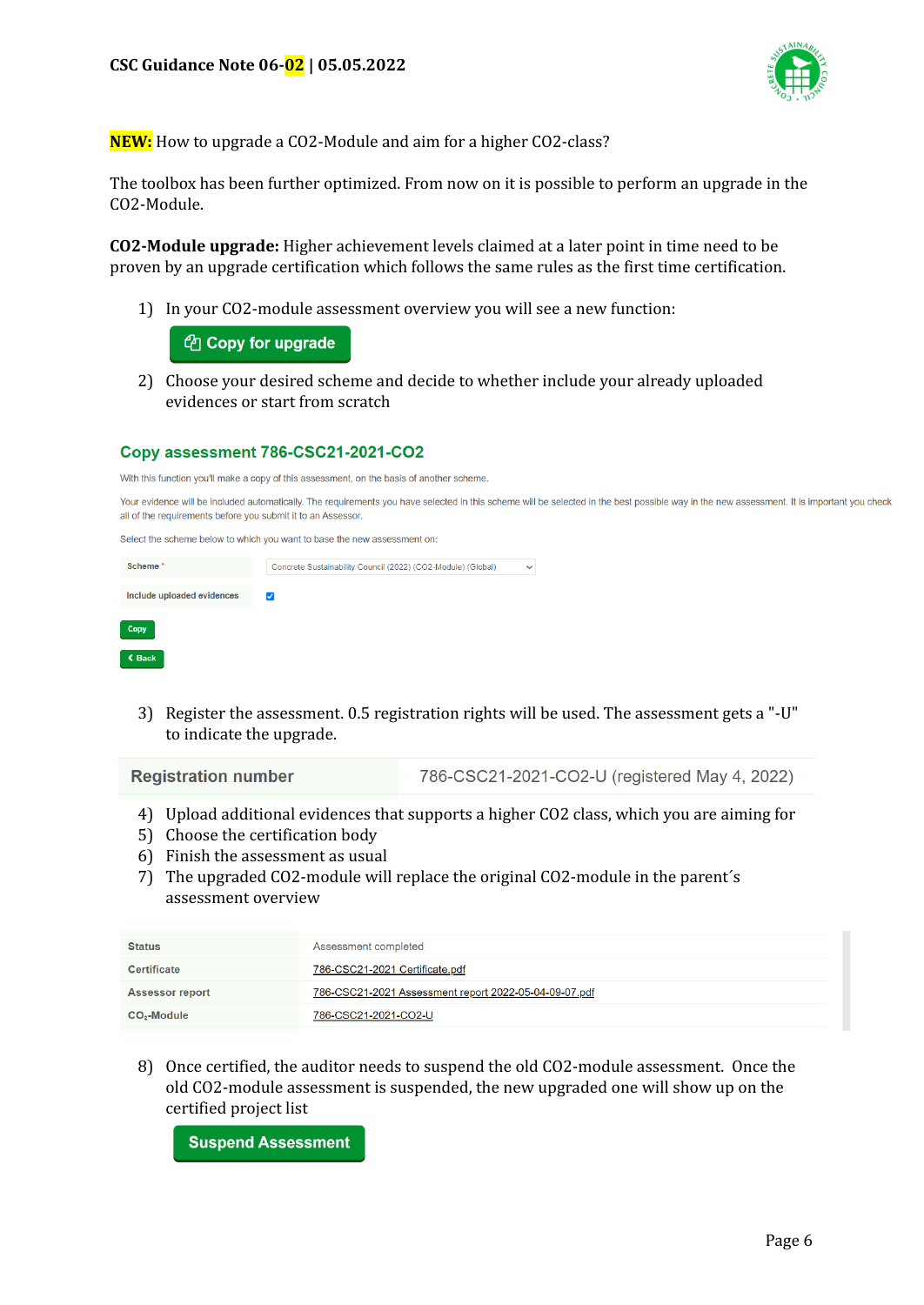**NEW:** How to upgrade a CO2-Module and aim for a higher CO2-class?

The toolbox has been further optimized. From now on it is possible to perform an upgrade in the CO2-Module.

**CO2-Module upgrade:** Higher achievement levels claimed at a later point in time need to be proven by an upgrade certification which follows the same rules as the first time certification.

1) In your CO2-module assessment overview you will see a new function:

   Copy for upgrade

2) Choose your desired scheme and decide to whether include your already uploaded evidences or start from scratch

## Copy assessment 786-CSC21-2021-CO2

With this function you'll make a copy of this assessment, on the basis of another scheme.

Your evidence will be included automatically. The requirements you have selected in this scheme will be selected in the best possible way in the new assessment. It is important you check all of the requirements before you submit it to an Assessor.

Select the scheme below to which you want to base the new assessment on:

| | |
|---|---|
| Scheme * | Concrete Sustainability Council (2022) (CO2-Module) (Global) |
| Include uploaded evidences | ☑ |

Copy

‹ Back

3) Register the assessment. 0.5 registration rights will be used. The assessment gets a "-U" to indicate the upgrade.

| | |
|---|---|
| Registration number | 786-CSC21-2021-CO2-U (registered May 4, 2022) |

4) Upload additional evidences that supports a higher CO2 class, which you are aiming for
5) Choose the certification body
6) Finish the assessment as usual
7) The upgraded CO2-module will replace the original CO2-module in the parent´s assessment overview

| | |
|---|---|
| Status | Assessment completed |
| Certificate | 786-CSC21-2021 Certificate.pdf |
| Assessor report | 786-CSC21-2021 Assessment report 2022-05-04-09-07.pdf |
| $CO_2$-Module | 786-CSC21-2021-CO2-U |

8) Once certified, the auditor needs to suspend the old CO2-module assessment. Once the old CO2-module assessment is suspended, the new upgraded one will show up on the certified project list

   Suspend Assessment